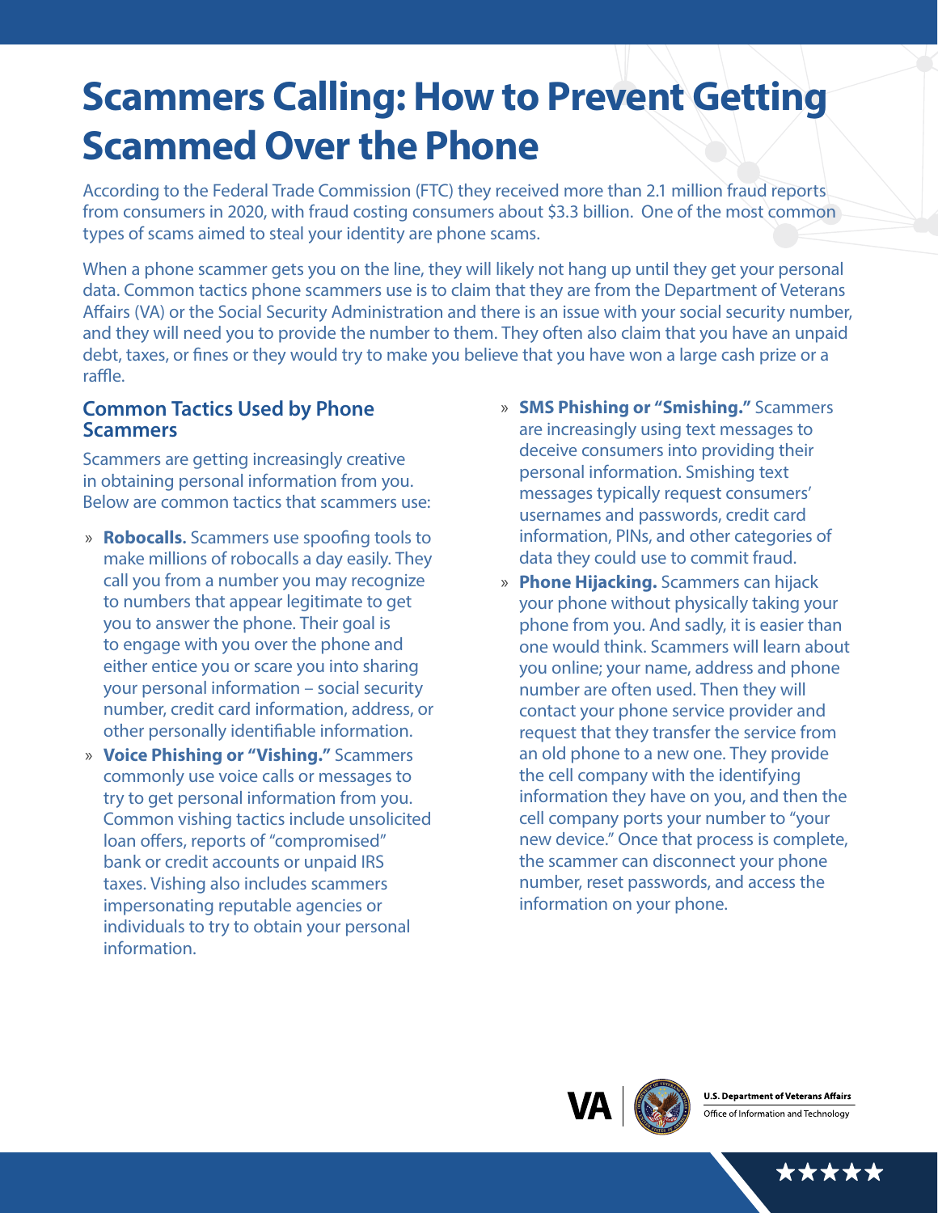# Scammers Calling: How to Prevent Getting Scammed Over the Phone

According to the Federal Trade Commission (FTC) they received more than 2.1 million fraud reports from consumers in 2020, with fraud costing consumers about $3.3 billion. One of the most common types of scams aimed to steal your identity are phone scams.

When a phone scammer gets you on the line, they will likely not hang up until they get your personal data. Common tactics phone scammers use is to claim that they are from the Department of Veterans Affairs (VA) or the Social Security Administration and there is an issue with your social security number, and they will need you to provide the number to them. They often also claim that you have an unpaid debt, taxes, or fines or they would try to make you believe that you have won a large cash prize or a raffle.

## Common Tactics Used by Phone Scammers

Scammers are getting increasingly creative in obtaining personal information from you. Below are common tactics that scammers use:

- **Robocalls.** Scammers use spoofing tools to make millions of robocalls a day easily. They call you from a number you may recognize to numbers that appear legitimate to get you to answer the phone. Their goal is to engage with you over the phone and either entice you or scare you into sharing your personal information – social security number, credit card information, address, or other personally identifiable information.
- **Voice Phishing or "Vishing."** Scammers commonly use voice calls or messages to try to get personal information from you. Common vishing tactics include unsolicited loan offers, reports of "compromised" bank or credit accounts or unpaid IRS taxes. Vishing also includes scammers impersonating reputable agencies or individuals to try to obtain your personal information.
- **SMS Phishing or "Smishing."** Scammers are increasingly using text messages to deceive consumers into providing their personal information. Smishing text messages typically request consumers' usernames and passwords, credit card information, PINs, and other categories of data they could use to commit fraud.
- **Phone Hijacking.** Scammers can hijack your phone without physically taking your phone from you. And sadly, it is easier than one would think. Scammers will learn about you online; your name, address and phone number are often used. Then they will contact your phone service provider and request that they transfer the service from an old phone to a new one. They provide the cell company with the identifying information they have on you, and then the cell company ports your number to "your new device." Once that process is complete, the scammer can disconnect your phone number, reset passwords, and access the information on your phone.

U.S. Department of Veterans Affairs
Office of Information and Technology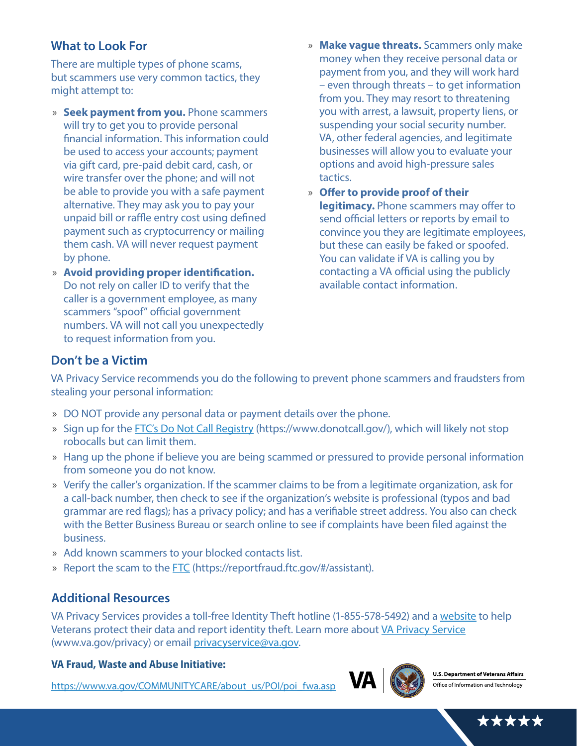## What to Look For

There are multiple types of phone scams, but scammers use very common tactics, they might attempt to:

- **Seek payment from you.** Phone scammers will try to get you to provide personal financial information. This information could be used to access your accounts; payment via gift card, pre-paid debit card, cash, or wire transfer over the phone; and will not be able to provide you with a safe payment alternative. They may ask you to pay your unpaid bill or raffle entry cost using defined payment such as cryptocurrency or mailing them cash. VA will never request payment by phone.
- **Avoid providing proper identification.** Do not rely on caller ID to verify that the caller is a government employee, as many scammers "spoof" official government numbers. VA will not call you unexpectedly to request information from you.
- **Make vague threats.** Scammers only make money when they receive personal data or payment from you, and they will work hard – even through threats – to get information from you. They may resort to threatening you with arrest, a lawsuit, property liens, or suspending your social security number. VA, other federal agencies, and legitimate businesses will allow you to evaluate your options and avoid high-pressure sales tactics.
- **Offer to provide proof of their legitimacy.** Phone scammers may offer to send official letters or reports by email to convince you they are legitimate employees, but these can easily be faked or spoofed. You can validate if VA is calling you by contacting a VA official using the publicly available contact information.

## Don't be a Victim

VA Privacy Service recommends you do the following to prevent phone scammers and fraudsters from stealing your personal information:

- DO NOT provide any personal data or payment details over the phone.
- Sign up for the FTC's Do Not Call Registry (https://www.donotcall.gov/), which will likely not stop robocalls but can limit them.
- Hang up the phone if believe you are being scammed or pressured to provide personal information from someone you do not know.
- Verify the caller's organization. If the scammer claims to be from a legitimate organization, ask for a call-back number, then check to see if the organization's website is professional (typos and bad grammar are red flags); has a privacy policy; and has a verifiable street address. You also can check with the Better Business Bureau or search online to see if complaints have been filed against the business.
- Add known scammers to your blocked contacts list.
- Report the scam to the FTC (https://reportfraud.ftc.gov/#/assistant).

## Additional Resources

VA Privacy Services provides a toll-free Identity Theft hotline (1-855-578-5492) and a website to help Veterans protect their data and report identity theft. Learn more about VA Privacy Service (www.va.gov/privacy) or email privacyservice@va.gov.

**VA Fraud, Waste and Abuse Initiative:**

https://www.va.gov/COMMUNITYCARE/about_us/POI/poi_fwa.asp

U.S. Department of Veterans Affairs
Office of Information and Technology